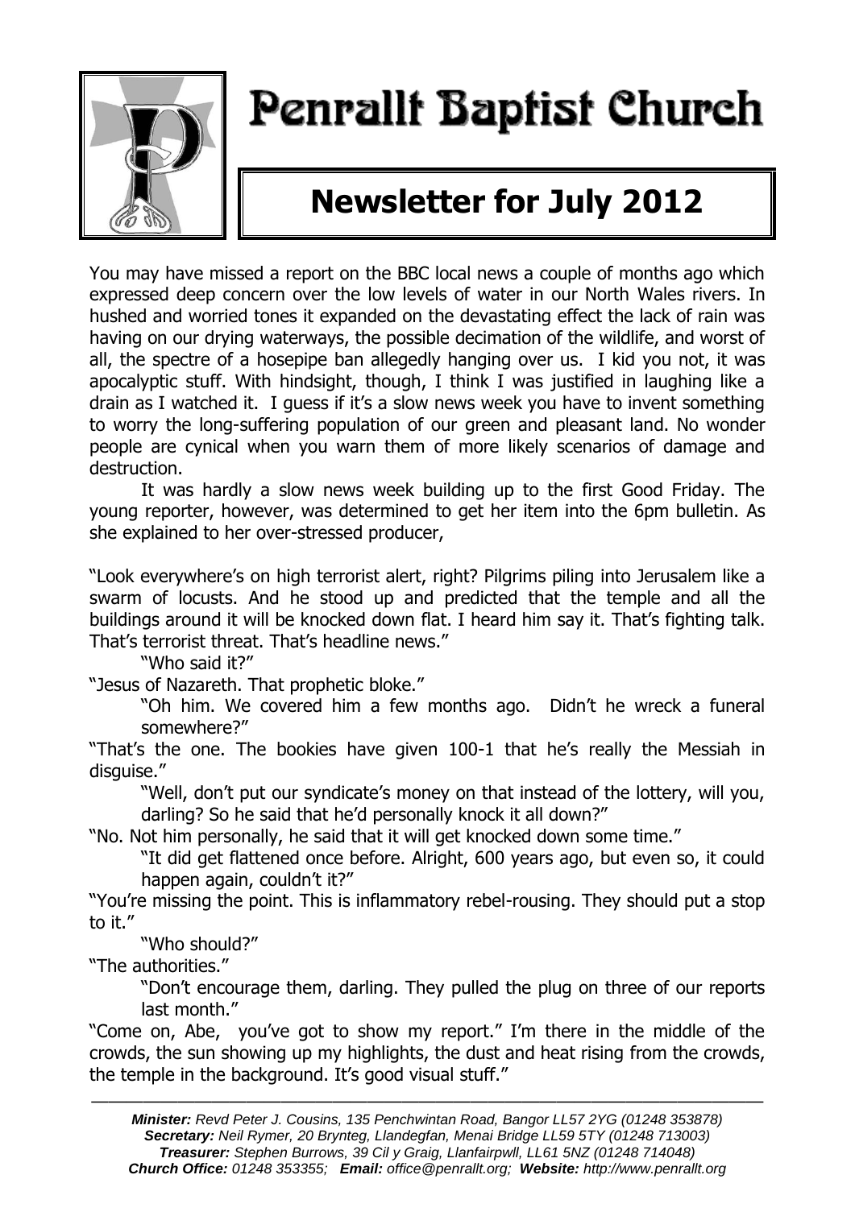# Penrallt Baptist Church

## Newsletter for July 2012

You may have missed a report on the BBC local news a couple of months ago which expressed deep concern over the low levels of water in our North Wales rivers. In hushed and worried tones it expanded on the devastating effect the lack of rain was having on our drying waterways, the possible decimation of the wildlife, and worst of all, the spectre of a hosepipe ban allegedly hanging over us. I kid you not, it was apocalyptic stuff. With hindsight, though, I think I was justified in laughing like a drain as I watched it. I guess if it's a slow news week you have to invent something to worry the long-suffering population of our green and pleasant land. No wonder people are cynical when you warn them of more likely scenarios of damage and destruction.

It was hardly a slow news week building up to the first Good Friday. The young reporter, however, was determined to get her item into the 6pm bulletin. As she explained to her over-stressed producer,

"Look everywhere's on high terrorist alert, right? Pilgrims piling into Jerusalem like a swarm of locusts. And he stood up and predicted that the temple and all the buildings around it will be knocked down flat. I heard him say it. That's fighting talk. That's terrorist threat. That's headline news."

"Who said it?"

"Jesus of Nazareth. That prophetic bloke."

"Oh him. We covered him a few months ago. Didn't he wreck a funeral somewhere?"

"That's the one. The bookies have given 100-1 that he's really the Messiah in disguise."

"Well, don't put our syndicate's money on that instead of the lottery, will you, darling? So he said that he'd personally knock it all down?"

"No. Not him personally, he said that it will get knocked down some time."

"It did get flattened once before. Alright, 600 years ago, but even so, it could happen again, couldn't it?"

"You're missing the point. This is inflammatory rebel-rousing. They should put a stop to it."

"Who should?"

"The authorities."

"Don't encourage them, darling. They pulled the plug on three of our reports last month."

"Come on, Abe, you've got to show my report." I'm there in the middle of the crowds, the sun showing up my highlights, the dust and heat rising from the crowds, the temple in the background. It's good visual stuff."

---

***Minister:*** *Revd Peter J. Cousins, 135 Penchwintan Road, Bangor LL57 2YG (01248 353878)*
***Secretary:*** *Neil Rymer, 20 Brynteg, Llandegfan, Menai Bridge LL59 5TY (01248 713003)*
***Treasurer:*** *Stephen Burrows, 39 Cil y Graig, Llanfairpwll, LL61 5NZ (01248 714048)*
***Church Office:*** *01248 353355;* ***Email:*** *office@penrallt.org;* ***Website:*** *http://www.penrallt.org*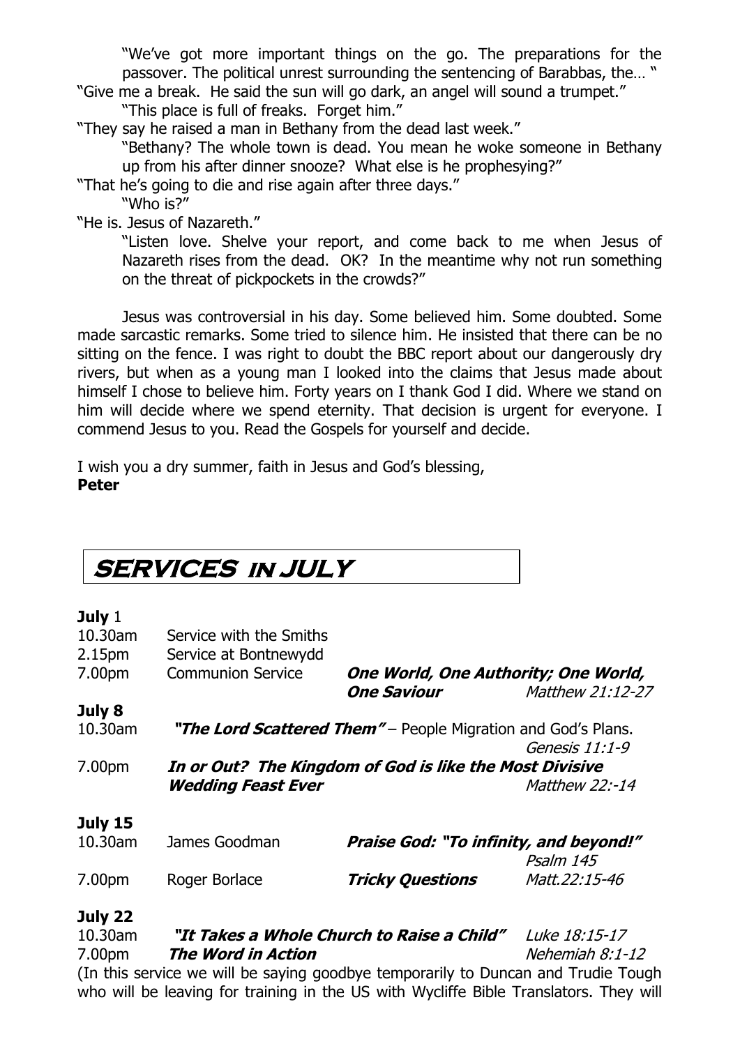"We've got more important things on the go. The preparations for the passover. The political unrest surrounding the sentencing of Barabbas, the… "

"Give me a break. He said the sun will go dark, an angel will sound a trumpet."

"This place is full of freaks. Forget him."

"They say he raised a man in Bethany from the dead last week."

"Bethany? The whole town is dead. You mean he woke someone in Bethany up from his after dinner snooze? What else is he prophesying?"

"That he's going to die and rise again after three days."

"Who is?"

"He is. Jesus of Nazareth."

"Listen love. Shelve your report, and come back to me when Jesus of Nazareth rises from the dead. OK? In the meantime why not run something on the threat of pickpockets in the crowds?"

Jesus was controversial in his day. Some believed him. Some doubted. Some made sarcastic remarks. Some tried to silence him. He insisted that there can be no sitting on the fence. I was right to doubt the BBC report about our dangerously dry rivers, but when as a young man I looked into the claims that Jesus made about himself I chose to believe him. Forty years on I thank God I did. Where we stand on him will decide where we spend eternity. That decision is urgent for everyone. I commend Jesus to you. Read the Gospels for yourself and decide.

I wish you a dry summer, faith in Jesus and God's blessing,
**Peter**

# SERVICES IN JULY

**July 1**

| | | | |
|---|---|---|---|
| 10.30am | Service with the Smiths | | |
| 2.15pm | Service at Bontnewydd | | |
| 7.00pm | Communion Service | ***One World, One Authority; One World, One Saviour*** | *Matthew 21:12-27* |

**July 8**

| | | |
|---|---|---|
| 10.30am | ***"The Lord Scattered Them"*** – People Migration and God's Plans. | *Genesis 11:1-9* |
| 7.00pm | ***In or Out? The Kingdom of God is like the Most Divisive Wedding Feast Ever*** | *Matthew 22:-14* |

**July 15**

| | | | |
|---|---|---|---|
| 10.30am | James Goodman | ***Praise God: "To infinity, and beyond!"*** | *Psalm 145* |
| 7.00pm | Roger Borlace | ***Tricky Questions*** | *Matt.22:15-46* |

**July 22**

| | | |
|---|---|---|
| 10.30am | ***"It Takes a Whole Church to Raise a Child"*** | *Luke 18:15-17* |
| 7.00pm | ***The Word in Action*** | *Nehemiah 8:1-12* |

(In this service we will be saying goodbye temporarily to Duncan and Trudie Tough who will be leaving for training in the US with Wycliffe Bible Translators. They will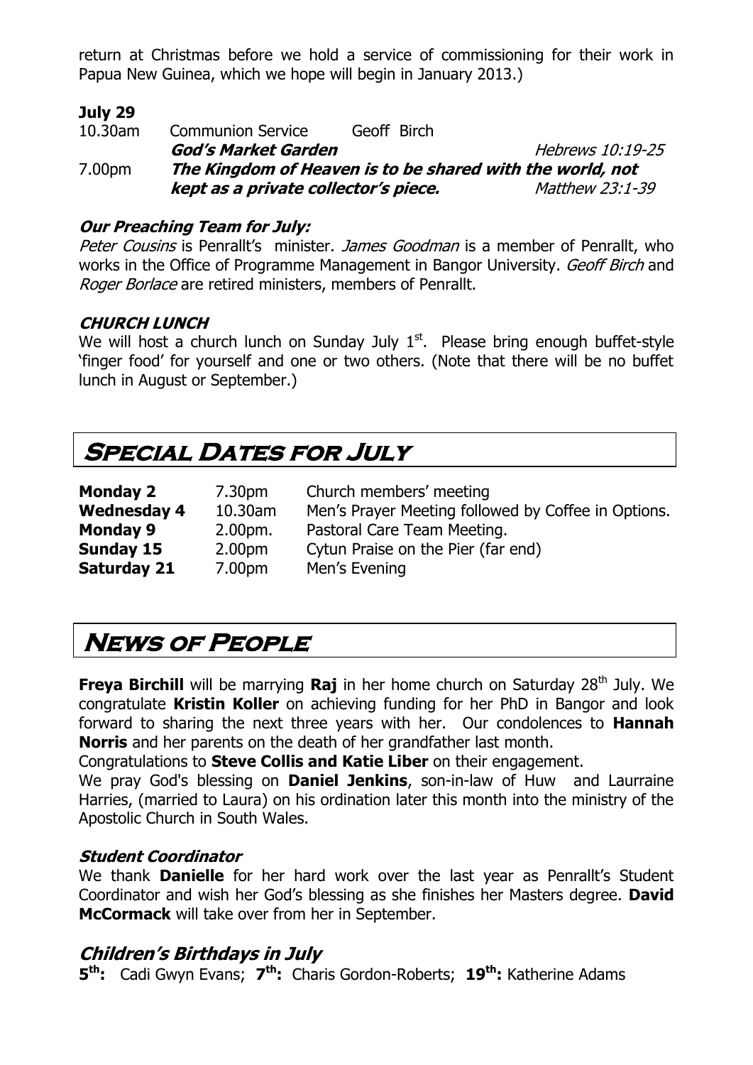return at Christmas before we hold a service of commissioning for their work in Papua New Guinea, which we hope will begin in January 2013.)

**July 29**

| | | | |
|---|---|---|---|
| 10.30am | Communion Service | Geoff Birch | |
| | ***God's Market Garden*** | | *Hebrews 10:19-25* |
| 7.00pm | ***The Kingdom of Heaven is to be shared with the world, not kept as a private collector's piece.*** | | *Matthew 23:1-39* |

### *Our Preaching Team for July:*

*Peter Cousins* is Penrallt's minister. *James Goodman* is a member of Penrallt, who works in the Office of Programme Management in Bangor University. *Geoff Birch* and *Roger Borlace* are retired ministers, members of Penrallt.

### *CHURCH LUNCH*

We will host a church lunch on Sunday July 1st. Please bring enough buffet-style 'finger food' for yourself and one or two others. (Note that there will be no buffet lunch in August or September.)

## Special Dates for July

| | | |
|---|---|---|
| **Monday 2** | 7.30pm | Church members' meeting |
| **Wednesday 4** | 10.30am | Men's Prayer Meeting followed by Coffee in Options. |
| **Monday 9** | 2.00pm. | Pastoral Care Team Meeting. |
| **Sunday 15** | 2.00pm | Cytun Praise on the Pier (far end) |
| **Saturday 21** | 7.00pm | Men's Evening |

## News of People

**Freya Birchill** will be marrying **Raj** in her home church on Saturday 28th July. We congratulate **Kristin Koller** on achieving funding for her PhD in Bangor and look forward to sharing the next three years with her. Our condolences to **Hannah Norris** and her parents on the death of her grandfather last month.

Congratulations to **Steve Collis and Katie Liber** on their engagement.

We pray God's blessing on **Daniel Jenkins**, son-in-law of Huw and Laurraine Harries, (married to Laura) on his ordination later this month into the ministry of the Apostolic Church in South Wales.

### *Student Coordinator*

We thank **Danielle** for her hard work over the last year as Penrallt's Student Coordinator and wish her God's blessing as she finishes her Masters degree. **David McCormack** will take over from her in September.

### *Children's Birthdays in July*

**5th:** Cadi Gwyn Evans; **7th:** Charis Gordon-Roberts; **19th:** Katherine Adams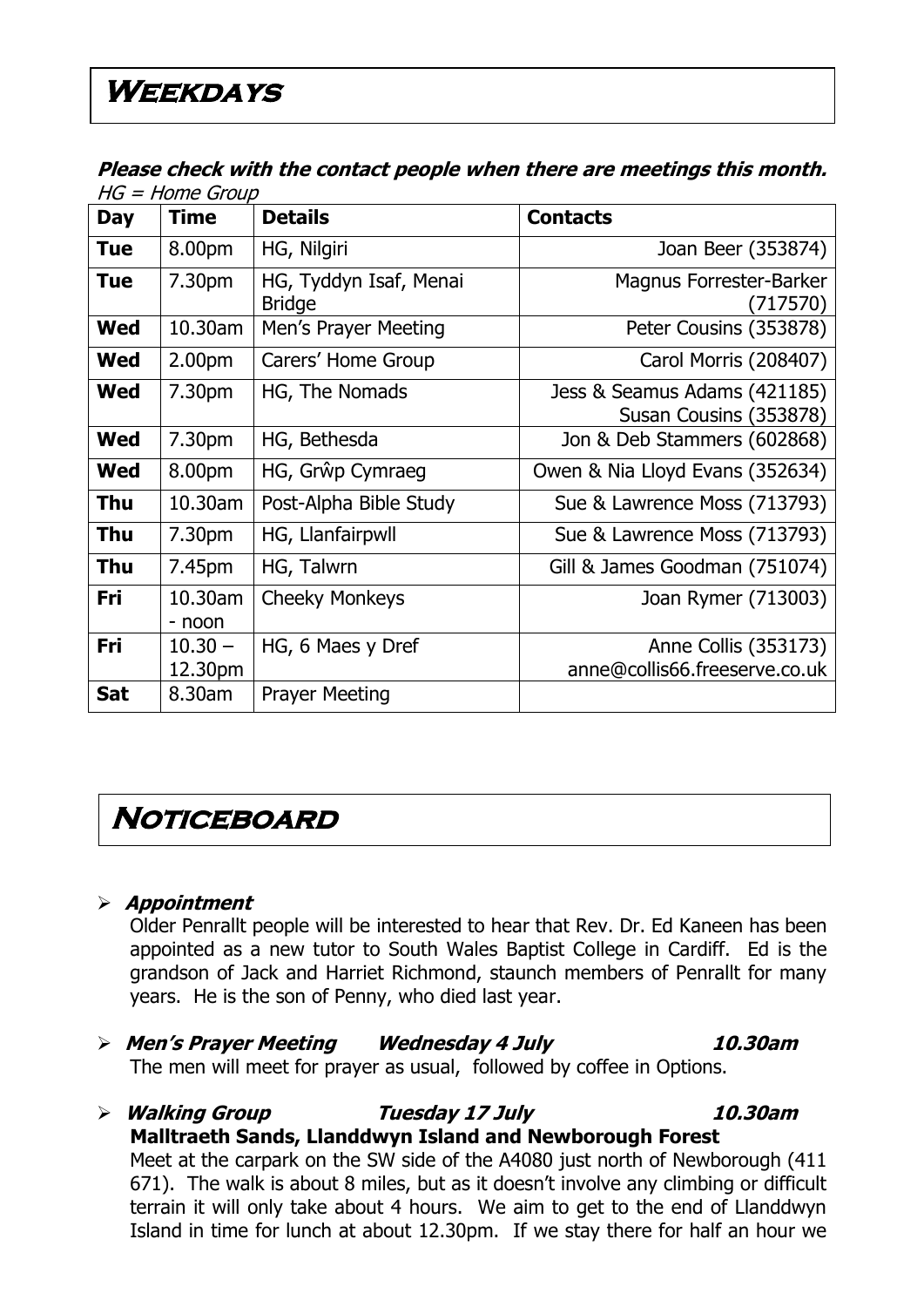# Weekdays

***Please check with the contact people when there are meetings this month.***
*HG = Home Group*

| Day | Time | Details | Contacts |
|---|---|---|---|
| **Tue** | 8.00pm | HG, Nilgiri | Joan Beer (353874) |
| **Tue** | 7.30pm | HG, Tyddyn Isaf, Menai Bridge | Magnus Forrester-Barker (717570) |
| **Wed** | 10.30am | Men's Prayer Meeting | Peter Cousins (353878) |
| **Wed** | 2.00pm | Carers' Home Group | Carol Morris (208407) |
| **Wed** | 7.30pm | HG, The Nomads | Jess & Seamus Adams (421185) Susan Cousins (353878) |
| **Wed** | 7.30pm | HG, Bethesda | Jon & Deb Stammers (602868) |
| **Wed** | 8.00pm | HG, Grŵp Cymraeg | Owen & Nia Lloyd Evans (352634) |
| **Thu** | 10.30am | Post-Alpha Bible Study | Sue & Lawrence Moss (713793) |
| **Thu** | 7.30pm | HG, Llanfairpwll | Sue & Lawrence Moss (713793) |
| **Thu** | 7.45pm | HG, Talwrn | Gill & James Goodman (751074) |
| **Fri** | 10.30am - noon | Cheeky Monkeys | Joan Rymer (713003) |
| **Fri** | 10.30 – 12.30pm | HG, 6 Maes y Dref | Anne Collis (353173) anne@collis66.freeserve.co.uk |
| **Sat** | 8.30am | Prayer Meeting | |

# Noticeboard

- ***Appointment***
  Older Penrallt people will be interested to hear that Rev. Dr. Ed Kaneen has been appointed as a new tutor to South Wales Baptist College in Cardiff. Ed is the grandson of Jack and Harriet Richmond, staunch members of Penrallt for many years. He is the son of Penny, who died last year.

- ***Men's Prayer Meeting — Wednesday 4 July — 10.30am***
  The men will meet for prayer as usual, followed by coffee in Options.

- ***Walking Group — Tuesday 17 July — 10.30am***
  **Malltraeth Sands, Llanddwyn Island and Newborough Forest**
  Meet at the carpark on the SW side of the A4080 just north of Newborough (411 671). The walk is about 8 miles, but as it doesn't involve any climbing or difficult terrain it will only take about 4 hours. We aim to get to the end of Llanddwyn Island in time for lunch at about 12.30pm. If we stay there for half an hour we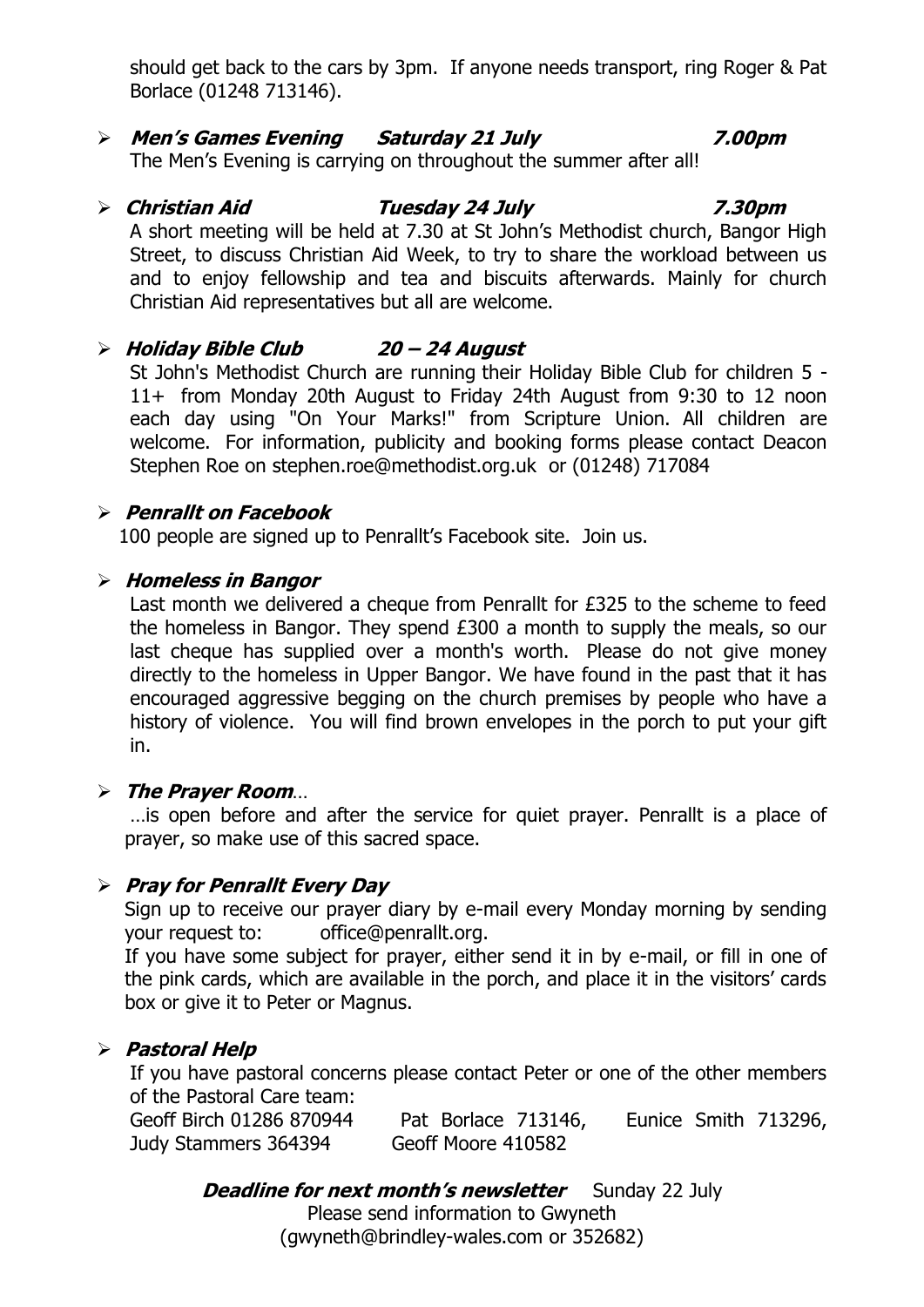should get back to the cars by 3pm. If anyone needs transport, ring Roger & Pat Borlace (01248 713146).

- ***Men's Games Evening Saturday 21 July 7.00pm***
  The Men's Evening is carrying on throughout the summer after all!

- ***Christian Aid Tuesday 24 July 7.30pm***
  A short meeting will be held at 7.30 at St John's Methodist church, Bangor High Street, to discuss Christian Aid Week, to try to share the workload between us and to enjoy fellowship and tea and biscuits afterwards. Mainly for church Christian Aid representatives but all are welcome.

- ***Holiday Bible Club 20 – 24 August***
  St John's Methodist Church are running their Holiday Bible Club for children 5 - 11+ from Monday 20th August to Friday 24th August from 9:30 to 12 noon each day using "On Your Marks!" from Scripture Union. All children are welcome. For information, publicity and booking forms please contact Deacon Stephen Roe on stephen.roe@methodist.org.uk or (01248) 717084

- ***Penrallt on Facebook***
  100 people are signed up to Penrallt's Facebook site. Join us.

- ***Homeless in Bangor***
  Last month we delivered a cheque from Penrallt for £325 to the scheme to feed the homeless in Bangor. They spend £300 a month to supply the meals, so our last cheque has supplied over a month's worth. Please do not give money directly to the homeless in Upper Bangor. We have found in the past that it has encouraged aggressive begging on the church premises by people who have a history of violence. You will find brown envelopes in the porch to put your gift in.

- ***The Prayer Room**…*
  …is open before and after the service for quiet prayer. Penrallt is a place of prayer, so make use of this sacred space.

- ***Pray for Penrallt Every Day***
  Sign up to receive our prayer diary by e-mail every Monday morning by sending your request to: office@penrallt.org.
  If you have some subject for prayer, either send it in by e-mail, or fill in one of the pink cards, which are available in the porch, and place it in the visitors' cards box or give it to Peter or Magnus.

- ***Pastoral Help***
  If you have pastoral concerns please contact Peter or one of the other members of the Pastoral Care team:
  Geoff Birch 01286 870944 Pat Borlace 713146, Eunice Smith 713296, Judy Stammers 364394 Geoff Moore 410582

***Deadline for next month's newsletter*** Sunday 22 July
Please send information to Gwyneth
(gwyneth@brindley-wales.com or 352682)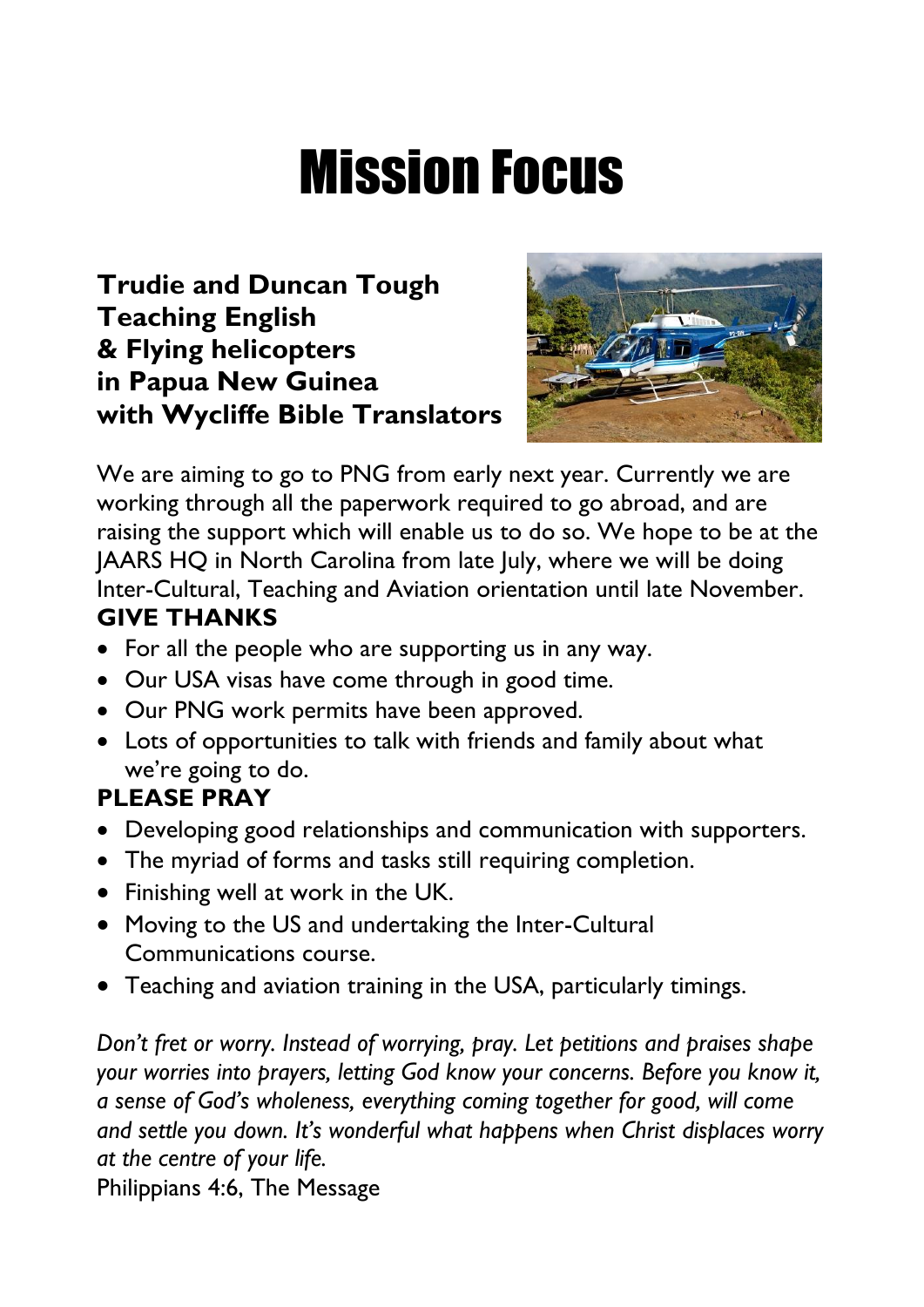# Mission Focus

**Trudie and Duncan Tough**
**Teaching English**
**& Flying helicopters**
**in Papua New Guinea**
**with Wycliffe Bible Translators**

We are aiming to go to PNG from early next year. Currently we are working through all the paperwork required to go abroad, and are raising the support which will enable us to do so. We hope to be at the JAARS HQ in North Carolina from late July, where we will be doing Inter-Cultural, Teaching and Aviation orientation until late November.

**GIVE THANKS**

- For all the people who are supporting us in any way.
- Our USA visas have come through in good time.
- Our PNG work permits have been approved.
- Lots of opportunities to talk with friends and family about what we're going to do.

**PLEASE PRAY**

- Developing good relationships and communication with supporters.
- The myriad of forms and tasks still requiring completion.
- Finishing well at work in the UK.
- Moving to the US and undertaking the Inter-Cultural Communications course.
- Teaching and aviation training in the USA, particularly timings.

*Don't fret or worry. Instead of worrying, pray. Let petitions and praises shape your worries into prayers, letting God know your concerns. Before you know it, a sense of God's wholeness, everything coming together for good, will come and settle you down. It's wonderful what happens when Christ displaces worry at the centre of your life.*

Philippians 4:6, The Message